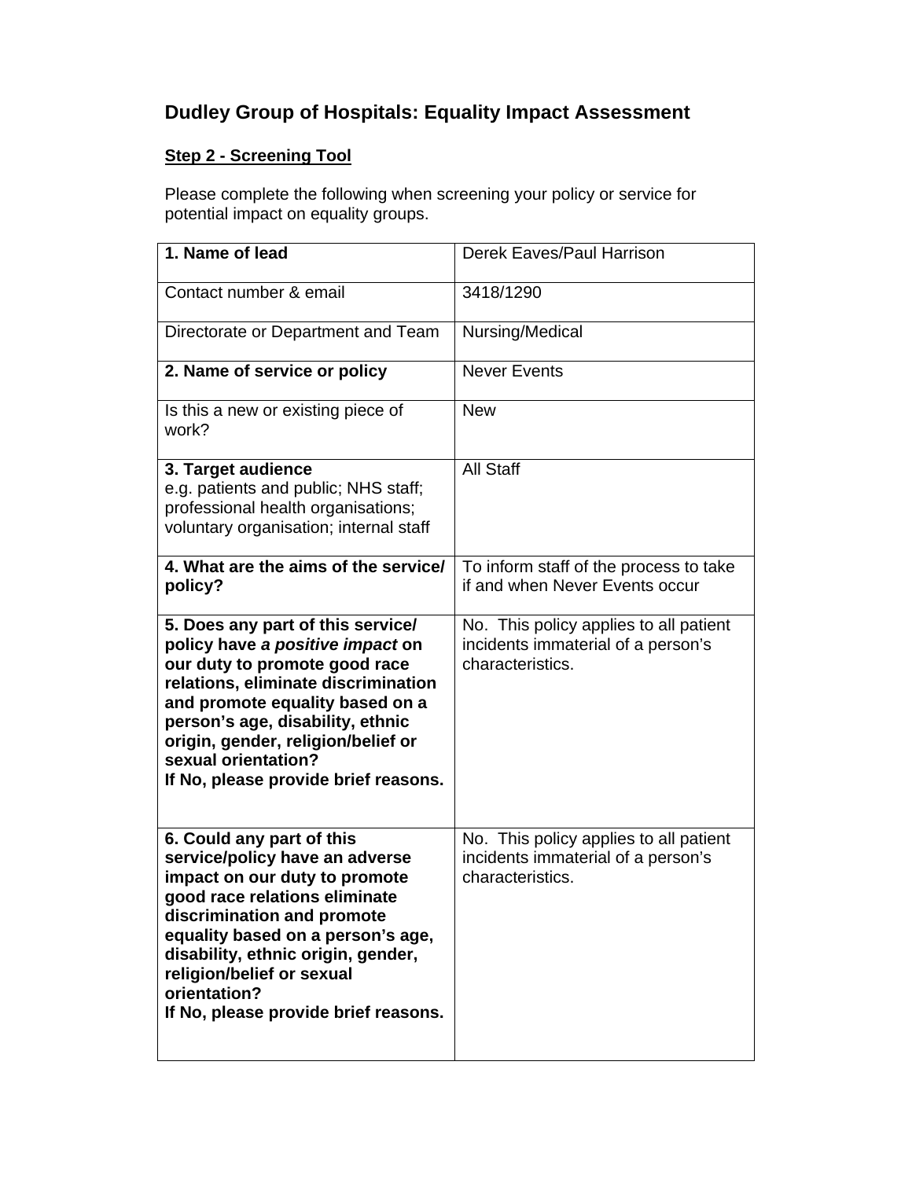# Dudley Group of Hospitals: Equality Impact Assessment

**Step 2 - Screening Tool**

Please complete the following when screening your policy or service for potential impact on equality groups.

| | |
|---|---|
| **1. Name of lead** | Derek Eaves/Paul Harrison |
| Contact number & email | 3418/1290 |
| Directorate or Department and Team | Nursing/Medical |
| **2. Name of service or policy** | Never Events |
| Is this a new or existing piece of work? | New |
| **3. Target audience**<br>e.g. patients and public; NHS staff; professional health organisations; voluntary organisation; internal staff | All Staff |
| **4. What are the aims of the service/ policy?** | To inform staff of the process to take if and when Never Events occur |
| **5. Does any part of this service/ policy have *a positive impact* on our duty to promote good race relations, eliminate discrimination and promote equality based on a person's age, disability, ethnic origin, gender, religion/belief or sexual orientation?**<br>**If No, please provide brief reasons.** | No. This policy applies to all patient incidents immaterial of a person's characteristics. |
| **6. Could any part of this service/policy have an adverse impact on our duty to promote good race relations eliminate discrimination and promote equality based on a person's age, disability, ethnic origin, gender, religion/belief or sexual orientation?**<br>**If No, please provide brief reasons.** | No. This policy applies to all patient incidents immaterial of a person's characteristics. |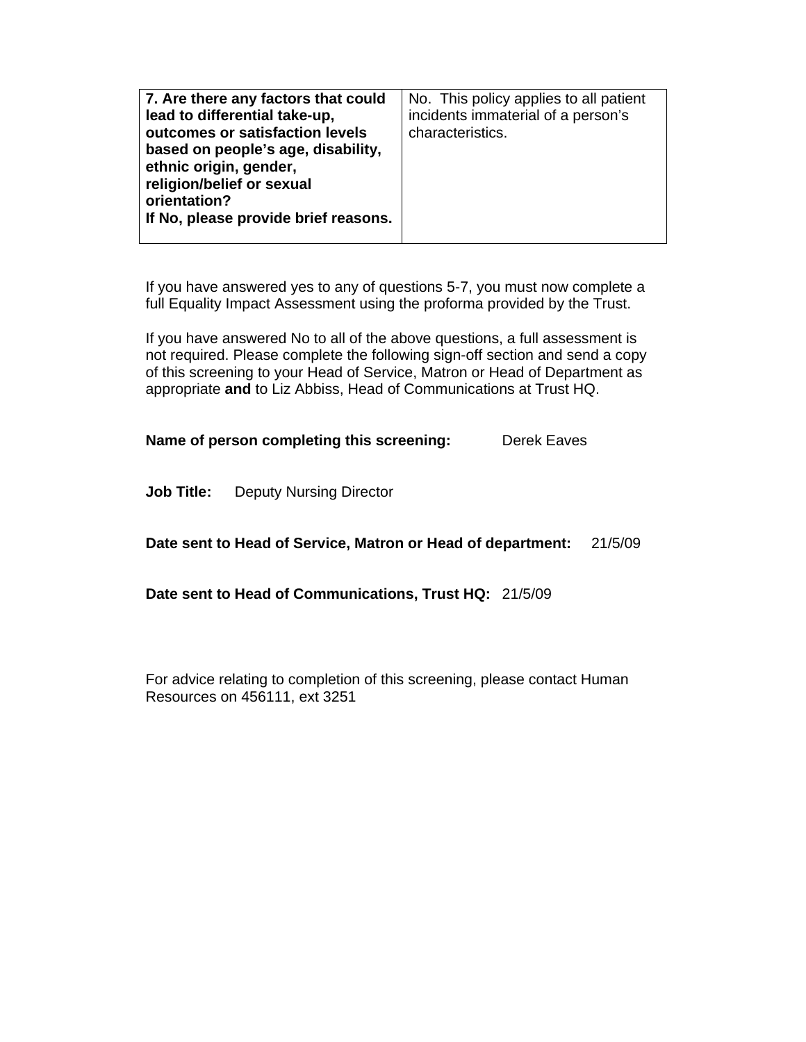| | |
|---|---|
| **7. Are there any factors that could lead to differential take-up, outcomes or satisfaction levels based on people's age, disability, ethnic origin, gender, religion/belief or sexual orientation? If No, please provide brief reasons.** | No. This policy applies to all patient incidents immaterial of a person's characteristics. |

If you have answered yes to any of questions 5-7, you must now complete a full Equality Impact Assessment using the proforma provided by the Trust.

If you have answered No to all of the above questions, a full assessment is not required. Please complete the following sign-off section and send a copy of this screening to your Head of Service, Matron or Head of Department as appropriate **and** to Liz Abbiss, Head of Communications at Trust HQ.

**Name of person completing this screening:** Derek Eaves

**Job Title:** Deputy Nursing Director

**Date sent to Head of Service, Matron or Head of department:** 21/5/09

**Date sent to Head of Communications, Trust HQ:** 21/5/09

For advice relating to completion of this screening, please contact Human Resources on 456111, ext 3251